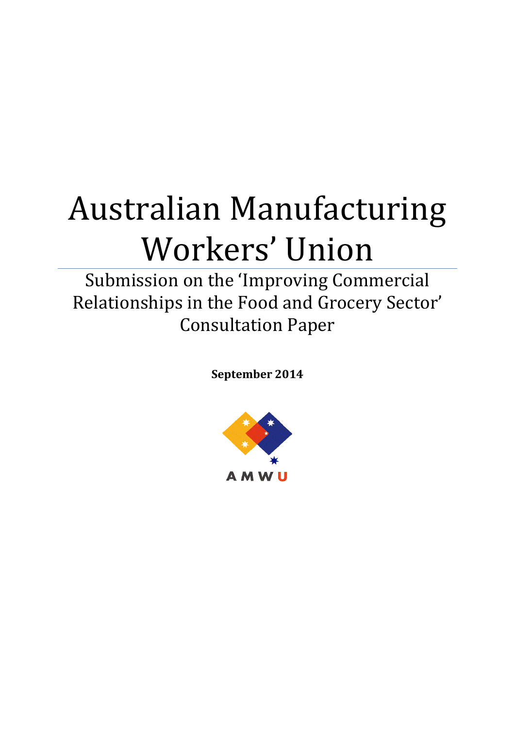# Australian Manufacturing Workers' Union

## Submission on the 'Improving Commercial Relationships in the Food and Grocery Sector' Consultation Paper

**September 2014**

AMWU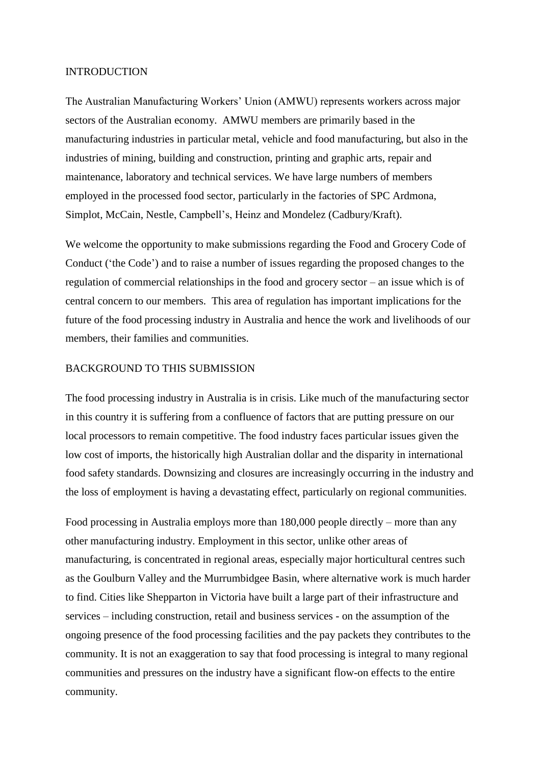## INTRODUCTION

The Australian Manufacturing Workers' Union (AMWU) represents workers across major sectors of the Australian economy. AMWU members are primarily based in the manufacturing industries in particular metal, vehicle and food manufacturing, but also in the industries of mining, building and construction, printing and graphic arts, repair and maintenance, laboratory and technical services. We have large numbers of members employed in the processed food sector, particularly in the factories of SPC Ardmona, Simplot, McCain, Nestle, Campbell's, Heinz and Mondelez (Cadbury/Kraft).

We welcome the opportunity to make submissions regarding the Food and Grocery Code of Conduct ('the Code') and to raise a number of issues regarding the proposed changes to the regulation of commercial relationships in the food and grocery sector – an issue which is of central concern to our members. This area of regulation has important implications for the future of the food processing industry in Australia and hence the work and livelihoods of our members, their families and communities.

## BACKGROUND TO THIS SUBMISSION

The food processing industry in Australia is in crisis. Like much of the manufacturing sector in this country it is suffering from a confluence of factors that are putting pressure on our local processors to remain competitive. The food industry faces particular issues given the low cost of imports, the historically high Australian dollar and the disparity in international food safety standards. Downsizing and closures are increasingly occurring in the industry and the loss of employment is having a devastating effect, particularly on regional communities.

Food processing in Australia employs more than 180,000 people directly – more than any other manufacturing industry. Employment in this sector, unlike other areas of manufacturing, is concentrated in regional areas, especially major horticultural centres such as the Goulburn Valley and the Murrumbidgee Basin, where alternative work is much harder to find. Cities like Shepparton in Victoria have built a large part of their infrastructure and services – including construction, retail and business services - on the assumption of the ongoing presence of the food processing facilities and the pay packets they contributes to the community. It is not an exaggeration to say that food processing is integral to many regional communities and pressures on the industry have a significant flow-on effects to the entire community.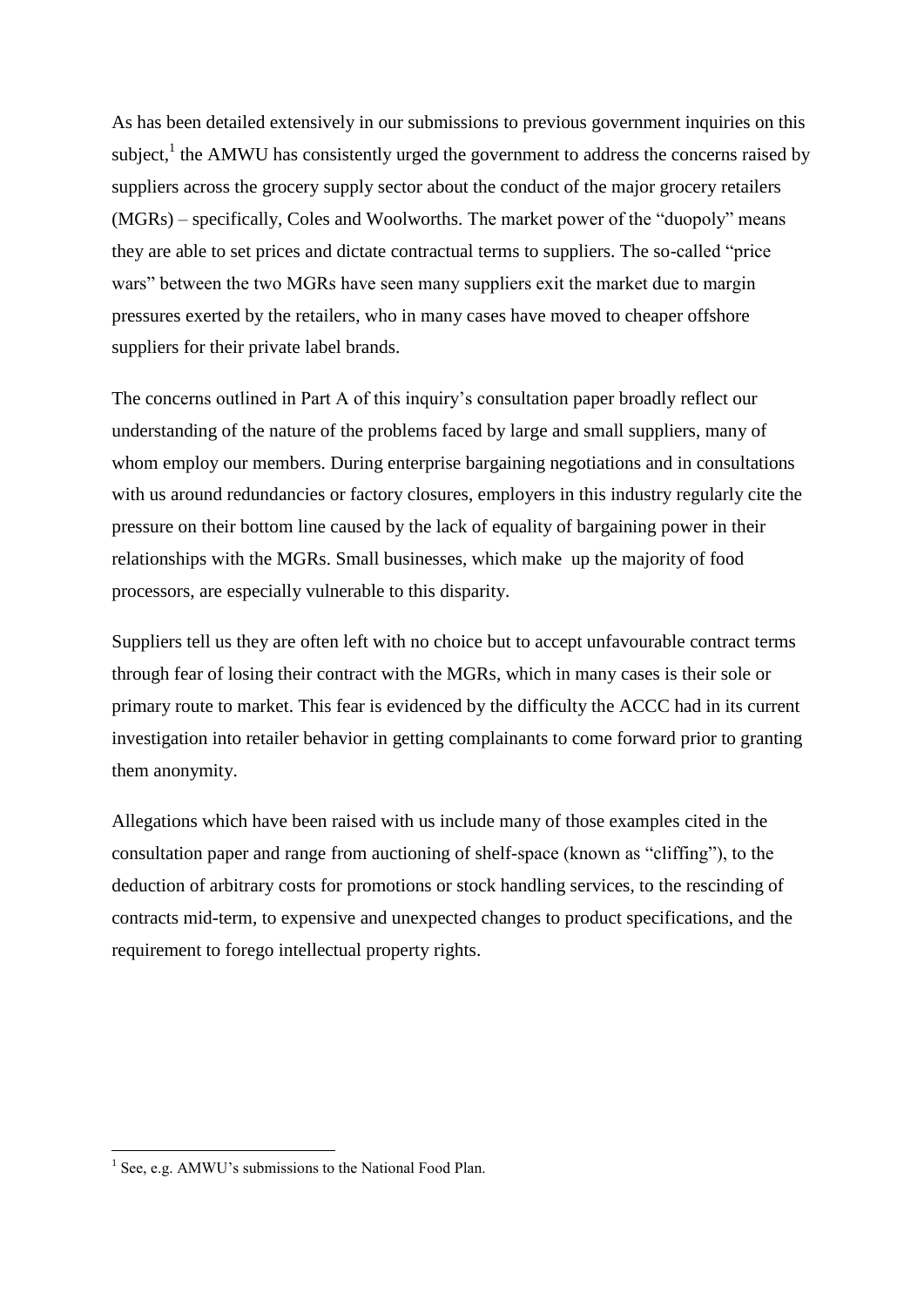As has been detailed extensively in our submissions to previous government inquiries on this subject,[1] the AMWU has consistently urged the government to address the concerns raised by suppliers across the grocery supply sector about the conduct of the major grocery retailers (MGRs) – specifically, Coles and Woolworths. The market power of the "duopoly" means they are able to set prices and dictate contractual terms to suppliers. The so-called "price wars" between the two MGRs have seen many suppliers exit the market due to margin pressures exerted by the retailers, who in many cases have moved to cheaper offshore suppliers for their private label brands.

The concerns outlined in Part A of this inquiry's consultation paper broadly reflect our understanding of the nature of the problems faced by large and small suppliers, many of whom employ our members. During enterprise bargaining negotiations and in consultations with us around redundancies or factory closures, employers in this industry regularly cite the pressure on their bottom line caused by the lack of equality of bargaining power in their relationships with the MGRs. Small businesses, which make up the majority of food processors, are especially vulnerable to this disparity.

Suppliers tell us they are often left with no choice but to accept unfavourable contract terms through fear of losing their contract with the MGRs, which in many cases is their sole or primary route to market. This fear is evidenced by the difficulty the ACCC had in its current investigation into retailer behavior in getting complainants to come forward prior to granting them anonymity.

Allegations which have been raised with us include many of those examples cited in the consultation paper and range from auctioning of shelf-space (known as "cliffing"), to the deduction of arbitrary costs for promotions or stock handling services, to the rescinding of contracts mid-term, to expensive and unexpected changes to product specifications, and the requirement to forego intellectual property rights.

---

[1] See, e.g. AMWU's submissions to the National Food Plan.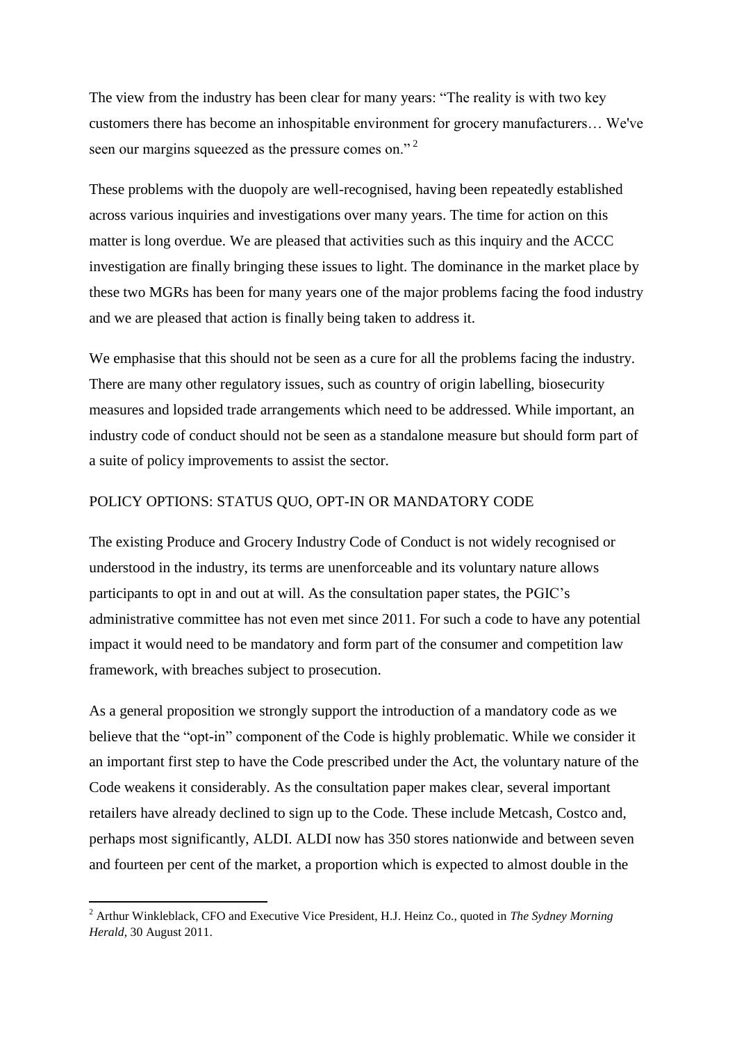The view from the industry has been clear for many years: "The reality is with two key customers there has become an inhospitable environment for grocery manufacturers… We've seen our margins squeezed as the pressure comes on." [2]

These problems with the duopoly are well-recognised, having been repeatedly established across various inquiries and investigations over many years. The time for action on this matter is long overdue. We are pleased that activities such as this inquiry and the ACCC investigation are finally bringing these issues to light. The dominance in the market place by these two MGRs has been for many years one of the major problems facing the food industry and we are pleased that action is finally being taken to address it.

We emphasise that this should not be seen as a cure for all the problems facing the industry. There are many other regulatory issues, such as country of origin labelling, biosecurity measures and lopsided trade arrangements which need to be addressed. While important, an industry code of conduct should not be seen as a standalone measure but should form part of a suite of policy improvements to assist the sector.

## POLICY OPTIONS: STATUS QUO, OPT-IN OR MANDATORY CODE

The existing Produce and Grocery Industry Code of Conduct is not widely recognised or understood in the industry, its terms are unenforceable and its voluntary nature allows participants to opt in and out at will. As the consultation paper states, the PGIC's administrative committee has not even met since 2011. For such a code to have any potential impact it would need to be mandatory and form part of the consumer and competition law framework, with breaches subject to prosecution.

As a general proposition we strongly support the introduction of a mandatory code as we believe that the "opt-in" component of the Code is highly problematic. While we consider it an important first step to have the Code prescribed under the Act, the voluntary nature of the Code weakens it considerably. As the consultation paper makes clear, several important retailers have already declined to sign up to the Code. These include Metcash, Costco and, perhaps most significantly, ALDI. ALDI now has 350 stores nationwide and between seven and fourteen per cent of the market, a proportion which is expected to almost double in the

---

[2] Arthur Winkleblack, CFO and Executive Vice President, H.J. Heinz Co., quoted in *The Sydney Morning Herald*, 30 August 2011.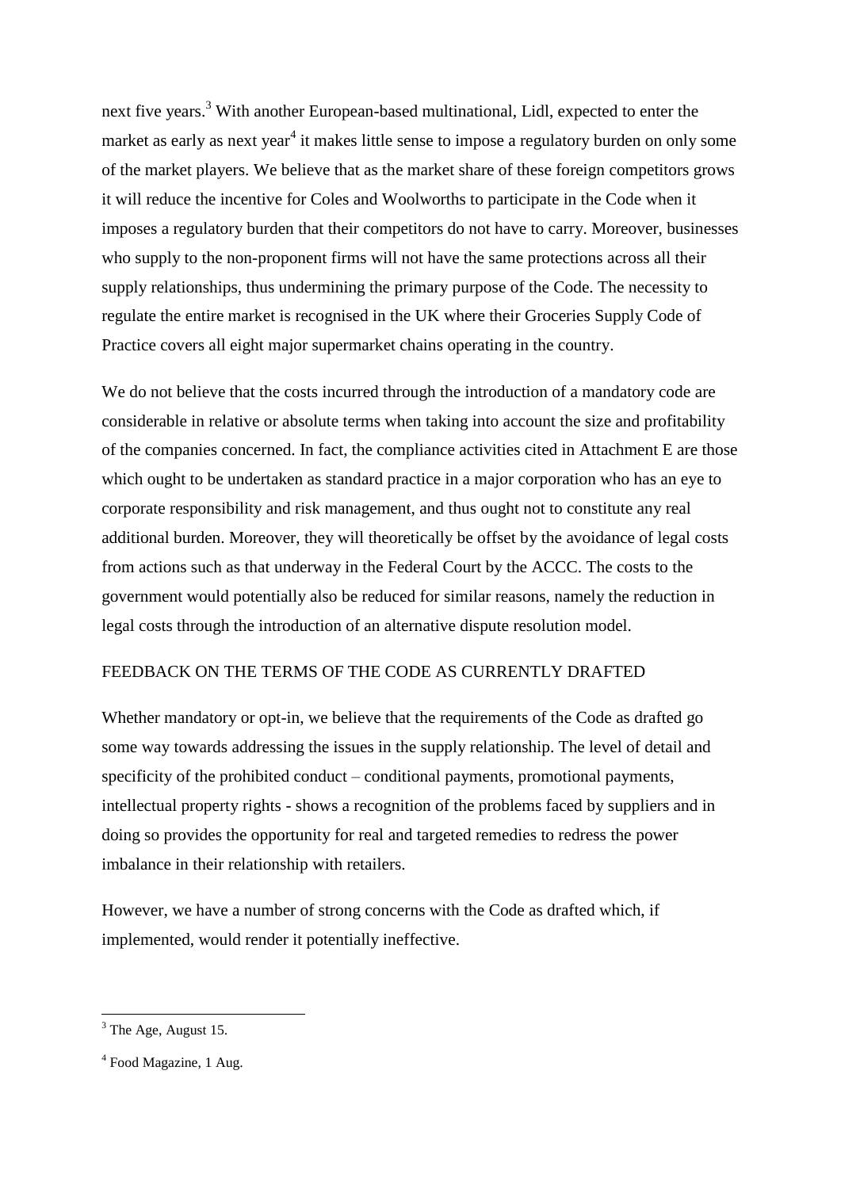next five years.[3] With another European-based multinational, Lidl, expected to enter the market as early as next year[4] it makes little sense to impose a regulatory burden on only some of the market players. We believe that as the market share of these foreign competitors grows it will reduce the incentive for Coles and Woolworths to participate in the Code when it imposes a regulatory burden that their competitors do not have to carry. Moreover, businesses who supply to the non-proponent firms will not have the same protections across all their supply relationships, thus undermining the primary purpose of the Code. The necessity to regulate the entire market is recognised in the UK where their Groceries Supply Code of Practice covers all eight major supermarket chains operating in the country.

We do not believe that the costs incurred through the introduction of a mandatory code are considerable in relative or absolute terms when taking into account the size and profitability of the companies concerned. In fact, the compliance activities cited in Attachment E are those which ought to be undertaken as standard practice in a major corporation who has an eye to corporate responsibility and risk management, and thus ought not to constitute any real additional burden. Moreover, they will theoretically be offset by the avoidance of legal costs from actions such as that underway in the Federal Court by the ACCC. The costs to the government would potentially also be reduced for similar reasons, namely the reduction in legal costs through the introduction of an alternative dispute resolution model.

## FEEDBACK ON THE TERMS OF THE CODE AS CURRENTLY DRAFTED

Whether mandatory or opt-in, we believe that the requirements of the Code as drafted go some way towards addressing the issues in the supply relationship. The level of detail and specificity of the prohibited conduct – conditional payments, promotional payments, intellectual property rights - shows a recognition of the problems faced by suppliers and in doing so provides the opportunity for real and targeted remedies to redress the power imbalance in their relationship with retailers.

However, we have a number of strong concerns with the Code as drafted which, if implemented, would render it potentially ineffective.

---

[3] The Age, August 15.

[4] Food Magazine, 1 Aug.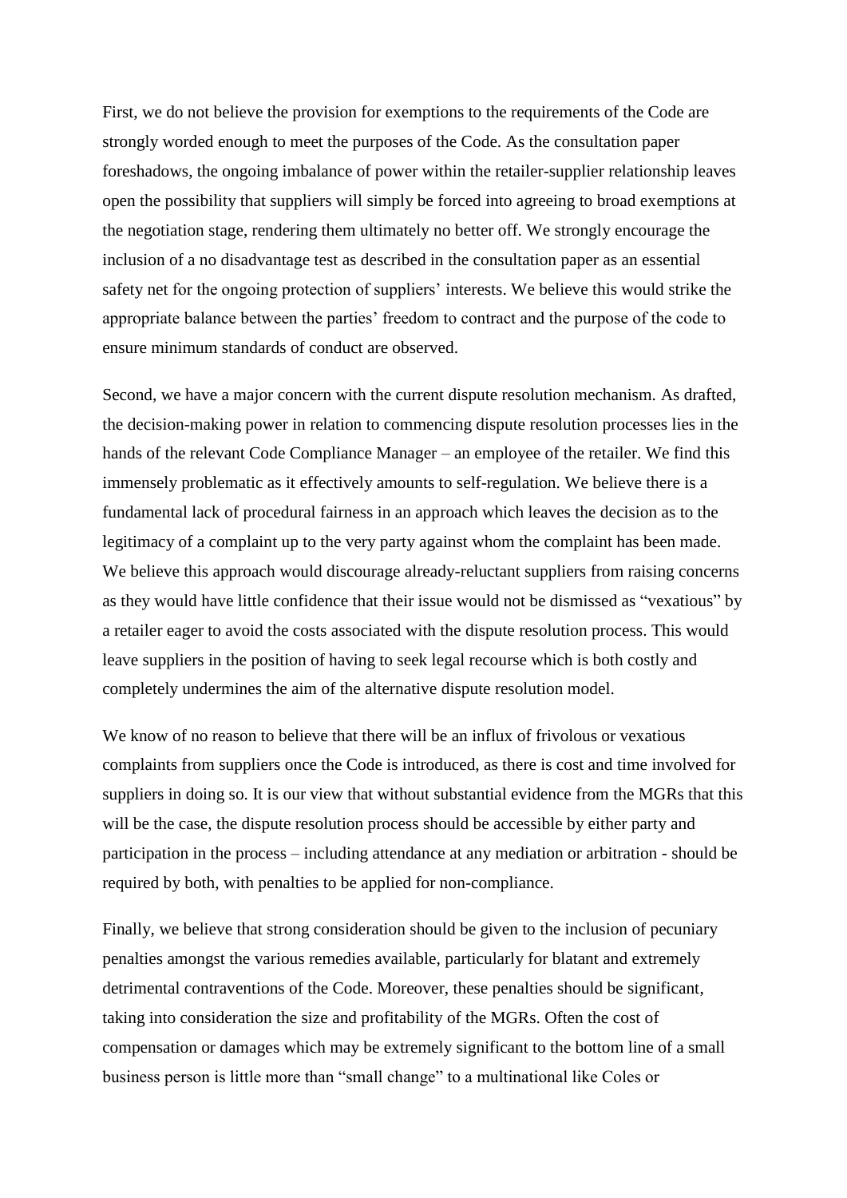First, we do not believe the provision for exemptions to the requirements of the Code are strongly worded enough to meet the purposes of the Code. As the consultation paper foreshadows, the ongoing imbalance of power within the retailer-supplier relationship leaves open the possibility that suppliers will simply be forced into agreeing to broad exemptions at the negotiation stage, rendering them ultimately no better off. We strongly encourage the inclusion of a no disadvantage test as described in the consultation paper as an essential safety net for the ongoing protection of suppliers' interests. We believe this would strike the appropriate balance between the parties' freedom to contract and the purpose of the code to ensure minimum standards of conduct are observed.

Second, we have a major concern with the current dispute resolution mechanism. As drafted, the decision-making power in relation to commencing dispute resolution processes lies in the hands of the relevant Code Compliance Manager – an employee of the retailer. We find this immensely problematic as it effectively amounts to self-regulation. We believe there is a fundamental lack of procedural fairness in an approach which leaves the decision as to the legitimacy of a complaint up to the very party against whom the complaint has been made. We believe this approach would discourage already-reluctant suppliers from raising concerns as they would have little confidence that their issue would not be dismissed as "vexatious" by a retailer eager to avoid the costs associated with the dispute resolution process. This would leave suppliers in the position of having to seek legal recourse which is both costly and completely undermines the aim of the alternative dispute resolution model.

We know of no reason to believe that there will be an influx of frivolous or vexatious complaints from suppliers once the Code is introduced, as there is cost and time involved for suppliers in doing so. It is our view that without substantial evidence from the MGRs that this will be the case, the dispute resolution process should be accessible by either party and participation in the process – including attendance at any mediation or arbitration - should be required by both, with penalties to be applied for non-compliance.

Finally, we believe that strong consideration should be given to the inclusion of pecuniary penalties amongst the various remedies available, particularly for blatant and extremely detrimental contraventions of the Code. Moreover, these penalties should be significant, taking into consideration the size and profitability of the MGRs. Often the cost of compensation or damages which may be extremely significant to the bottom line of a small business person is little more than "small change" to a multinational like Coles or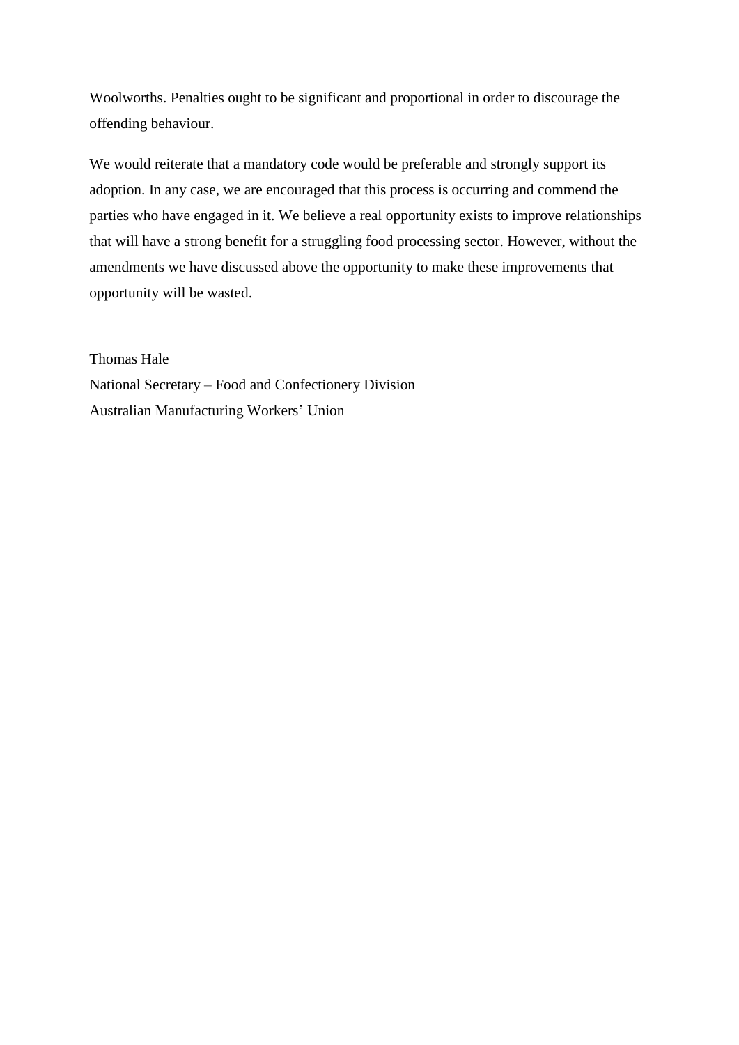Woolworths. Penalties ought to be significant and proportional in order to discourage the offending behaviour.

We would reiterate that a mandatory code would be preferable and strongly support its adoption. In any case, we are encouraged that this process is occurring and commend the parties who have engaged in it. We believe a real opportunity exists to improve relationships that will have a strong benefit for a struggling food processing sector. However, without the amendments we have discussed above the opportunity to make these improvements that opportunity will be wasted.

Thomas Hale
National Secretary – Food and Confectionery Division
Australian Manufacturing Workers' Union